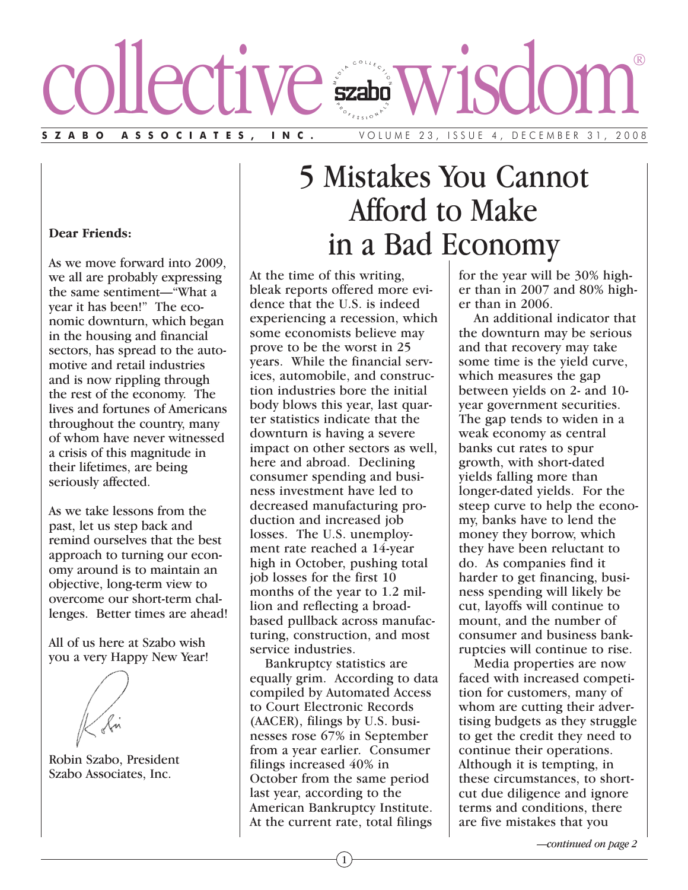# collective wisdom®

**SZABO ASSOCIATES, INC.** VOLUME 23, ISSUE 4, DECEMBER 31, 2008

**Dear Friends:**

As we move forward into 2009, we all are probably expressing the same sentiment—"What a year it has been!" The economic downturn, which began in the housing and financial sectors, has spread to the automotive and retail industries and is now rippling through the rest of the economy. The lives and fortunes of Americans throughout the country, many of whom have never witnessed a crisis of this magnitude in their lifetimes, are being seriously affected.

As we take lessons from the past, let us step back and remind ourselves that the best approach to turning our economy around is to maintain an objective, long-term view to overcome our short-term challenges. Better times are ahead!

All of us here at Szabo wish you a very Happy New Year!

Robin Szabo, President
Szabo Associates, Inc.

# 5 Mistakes You Cannot Afford to Make in a Bad Economy

At the time of this writing, bleak reports offered more evidence that the U.S. is indeed experiencing a recession, which some economists believe may prove to be the worst in 25 years. While the financial services, automobile, and construction industries bore the initial body blows this year, last quarter statistics indicate that the downturn is having a severe impact on other sectors as well, here and abroad. Declining consumer spending and business investment have led to decreased manufacturing production and increased job losses. The U.S. unemployment rate reached a 14-year high in October, pushing total job losses for the first 10 months of the year to 1.2 million and reflecting a broad-based pullback across manufacturing, construction, and most service industries.

Bankruptcy statistics are equally grim. According to data compiled by Automated Access to Court Electronic Records (AACER), filings by U.S. businesses rose 67% in September from a year earlier. Consumer filings increased 40% in October from the same period last year, according to the American Bankruptcy Institute. At the current rate, total filings for the year will be 30% higher than in 2007 and 80% higher than in 2006.

An additional indicator that the downturn may be serious and that recovery may take some time is the yield curve, which measures the gap between yields on 2- and 10-year government securities. The gap tends to widen in a weak economy as central banks cut rates to spur growth, with short-dated yields falling more than longer-dated yields. For the steep curve to help the economy, banks have to lend the money they borrow, which they have been reluctant to do. As companies find it harder to get financing, business spending will likely be cut, layoffs will continue to mount, and the number of consumer and business bankruptcies will continue to rise.

Media properties are now faced with increased competition for customers, many of whom are cutting their advertising budgets as they struggle to get the credit they need to continue their operations. Although it is tempting, in these circumstances, to shortcut due diligence and ignore terms and conditions, there are five mistakes that you

*—continued on page 2*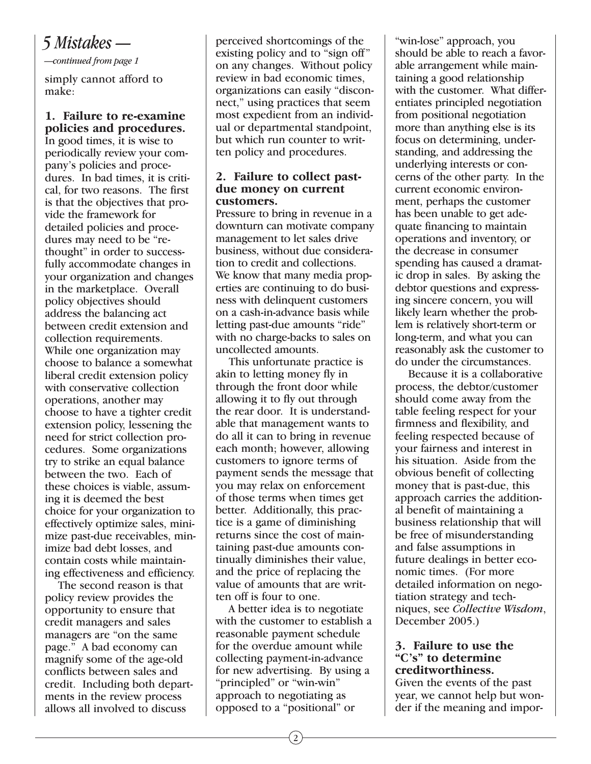## *5 Mistakes —*

*—continued from page 1*

simply cannot afford to make:

**1. Failure to re-examine policies and procedures.** In good times, it is wise to periodically review your company's policies and procedures. In bad times, it is critical, for two reasons. The first is that the objectives that provide the framework for detailed policies and procedures may need to be "re-thought" in order to successfully accommodate changes in your organization and changes in the marketplace. Overall policy objectives should address the balancing act between credit extension and collection requirements. While one organization may choose to balance a somewhat liberal credit extension policy with conservative collection operations, another may choose to have a tighter credit extension policy, lessening the need for strict collection procedures. Some organizations try to strike an equal balance between the two. Each of these choices is viable, assuming it is deemed the best choice for your organization to effectively optimize sales, minimize past-due receivables, minimize bad debt losses, and contain costs while maintaining effectiveness and efficiency.

The second reason is that policy review provides the opportunity to ensure that credit managers and sales managers are "on the same page." A bad economy can magnify some of the age-old conflicts between sales and credit. Including both departments in the review process allows all involved to discuss perceived shortcomings of the existing policy and to "sign off" on any changes. Without policy review in bad economic times, organizations can easily "disconnect," using practices that seem most expedient from an individual or departmental standpoint, but which run counter to written policy and procedures.

**2. Failure to collect past-due money on current customers.** Pressure to bring in revenue in a downturn can motivate company management to let sales drive business, without due consideration to credit and collections. We know that many media properties are continuing to do business with delinquent customers on a cash-in-advance basis while letting past-due amounts "ride" with no charge-backs to sales on uncollected amounts.

This unfortunate practice is akin to letting money fly in through the front door while allowing it to fly out through the rear door. It is understandable that management wants to do all it can to bring in revenue each month; however, allowing customers to ignore terms of payment sends the message that you may relax on enforcement of those terms when times get better. Additionally, this practice is a game of diminishing returns since the cost of maintaining past-due amounts continually diminishes their value, and the price of replacing the value of amounts that are written off is four to one.

A better idea is to negotiate with the customer to establish a reasonable payment schedule for the overdue amount while collecting payment-in-advance for new advertising. By using a "principled" or "win-win" approach to negotiating as opposed to a "positional" or "win-lose" approach, you should be able to reach a favorable arrangement while maintaining a good relationship with the customer. What differentiates principled negotiation from positional negotiation more than anything else is its focus on determining, understanding, and addressing the underlying interests or concerns of the other party. In the current economic environment, perhaps the customer has been unable to get adequate financing to maintain operations and inventory, or the decrease in consumer spending has caused a dramatic drop in sales. By asking the debtor questions and expressing sincere concern, you will likely learn whether the problem is relatively short-term or long-term, and what you can reasonably ask the customer to do under the circumstances.

Because it is a collaborative process, the debtor/customer should come away from the table feeling respect for your firmness and flexibility, and feeling respected because of your fairness and interest in his situation. Aside from the obvious benefit of collecting money that is past-due, this approach carries the additional benefit of maintaining a business relationship that will be free of misunderstanding and false assumptions in future dealings in better economic times. (For more detailed information on negotiation strategy and techniques, see *Collective Wisdom*, December 2005.)

**3. Failure to use the "C's" to determine creditworthiness.** Given the events of the past year, we cannot help but wonder if the meaning and impor-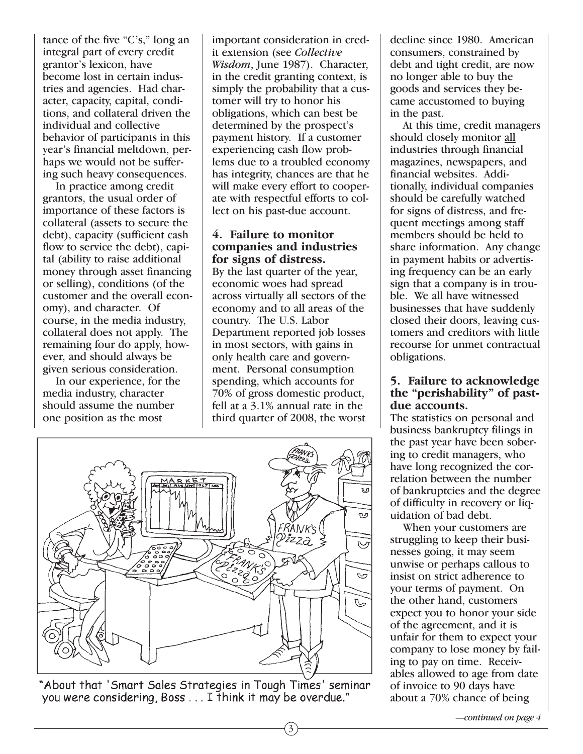tance of the five "C's," long an integral part of every credit grantor's lexicon, have become lost in certain industries and agencies. Had character, capacity, capital, conditions, and collateral driven the individual and collective behavior of participants in this year's financial meltdown, perhaps we would not be suffering such heavy consequences.

In practice among credit grantors, the usual order of importance of these factors is collateral (assets to secure the debt), capacity (sufficient cash flow to service the debt), capital (ability to raise additional money through asset financing or selling), conditions (of the customer and the overall economy), and character. Of course, in the media industry, collateral does not apply. The remaining four do apply, however, and should always be given serious consideration.

In our experience, for the media industry, character should assume the number one position as the most important consideration in credit extension (see *Collective Wisdom*, June 1987). Character, in the credit granting context, is simply the probability that a customer will try to honor his obligations, which can best be determined by the prospect's payment history. If a customer experiencing cash flow problems due to a troubled economy has integrity, chances are that he will make every effort to cooperate with respectful efforts to collect on his past-due account.

**4. Failure to monitor companies and industries for signs of distress.**

By the last quarter of the year, economic woes had spread across virtually all sectors of the economy and to all areas of the country. The U.S. Labor Department reported job losses in most sectors, with gains in only health care and government. Personal consumption spending, which accounts for 70% of gross domestic product, fell at a 3.1% annual rate in the third quarter of 2008, the worst decline since 1980. American consumers, constrained by debt and tight credit, are now no longer able to buy the goods and services they became accustomed to buying in the past.

At this time, credit managers should closely monitor all industries through financial magazines, newspapers, and financial websites. Additionally, individual companies should be carefully watched for signs of distress, and frequent meetings among staff members should be held to share information. Any change in payment habits or advertising frequency can be an early sign that a company is in trouble. We all have witnessed businesses that have suddenly closed their doors, leaving customers and creditors with little recourse for unmet contractual obligations.

**5. Failure to acknowledge the "perishability" of past-due accounts.**

The statistics on personal and business bankruptcy filings in the past year have been sobering to credit managers, who have long recognized the correlation between the number of bankruptcies and the degree of difficulty in recovery or liquidation of bad debt.

When your customers are struggling to keep their businesses going, it may seem unwise or perhaps callous to insist on strict adherence to your terms of payment. On the other hand, customers expect you to honor your side of the agreement, and it is unfair for them to expect your company to lose money by failing to pay on time. Receivables allowed to age from date of invoice to 90 days have about a 70% chance of being

"About that 'Smart Sales Strategies in Tough Times' seminar you were considering, Boss . . . I think it may be overdue."

*—continued on page 4*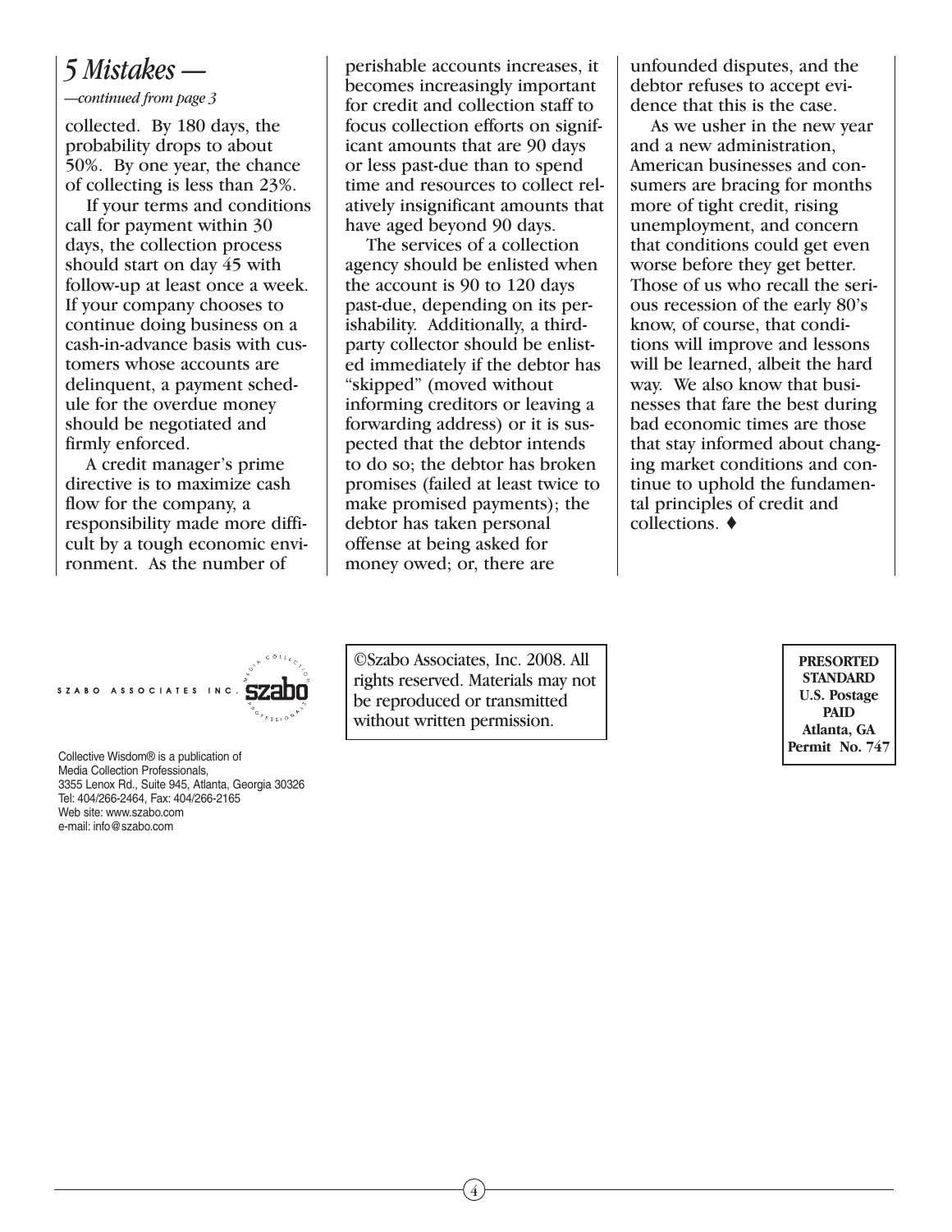## *5 Mistakes —*

*—continued from page 3*

collected. By 180 days, the probability drops to about 50%. By one year, the chance of collecting is less than 23%.

If your terms and conditions call for payment within 30 days, the collection process should start on day 45 with follow-up at least once a week. If your company chooses to continue doing business on a cash-in-advance basis with customers whose accounts are delinquent, a payment schedule for the overdue money should be negotiated and firmly enforced.

A credit manager's prime directive is to maximize cash flow for the company, a responsibility made more difficult by a tough economic environment. As the number of perishable accounts increases, it becomes increasingly important for credit and collection staff to focus collection efforts on significant amounts that are 90 days or less past-due than to spend time and resources to collect relatively insignificant amounts that have aged beyond 90 days.

The services of a collection agency should be enlisted when the account is 90 to 120 days past-due, depending on its perishability. Additionally, a third-party collector should be enlisted immediately if the debtor has "skipped" (moved without informing creditors or leaving a forwarding address) or it is suspected that the debtor intends to do so; the debtor has broken promises (failed at least twice to make promised payments); the debtor has taken personal offense at being asked for money owed; or, there are unfounded disputes, and the debtor refuses to accept evidence that this is the case.

As we usher in the new year and a new administration, American businesses and consumers are bracing for months more of tight credit, rising unemployment, and concern that conditions could get even worse before they get better. Those of us who recall the serious recession of the early 80's know, of course, that conditions will improve and lessons will be learned, albeit the hard way. We also know that businesses that fare the best during bad economic times are those that stay informed about changing market conditions and continue to uphold the fundamental principles of credit and collections. ♦

SZABO ASSOCIATES INC. szabo MEDIA COLLECTION PROFESSIONALS

Collective Wisdom® is a publication of
Media Collection Professionals,
3355 Lenox Rd., Suite 945, Atlanta, Georgia 30326
Tel: 404/266-2464, Fax: 404/266-2165
Web site: www.szabo.com
e-mail: info@szabo.com

©Szabo Associates, Inc. 2008. All rights reserved. Materials may not be reproduced or transmitted without written permission.

**PRESORTED
STANDARD
U.S. Postage
PAID
Atlanta, GA
Permit No. 747**